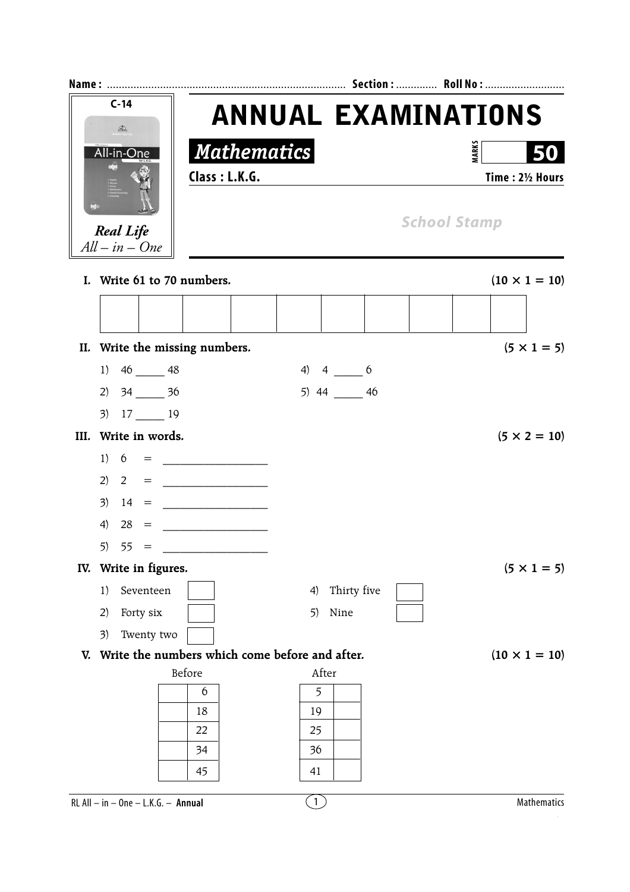Name : ............................................................................... Section : ............. Roll No : ..........................

C-14

Real Life
*All – in – One*

# ANNUAL EXAMINATIONS

## *Mathematics*

MARKS **50**

**Class : L.K.G.** **Time : 2½ Hours**

School Stamp

**I. Write 61 to 70 numbers.** **(10 × 1 = 10)**

| | | | | | | | | | |
|---|---|---|---|---|---|---|---|---|---|
| | | | | | | | | | |

**II. Write the missing numbers.** **(5 × 1 = 5)**

1) 46 _____ 48
2) 34 _____ 36
3) 17 _____ 19
4) 4 _____ 6
5) 44 _____ 46

**III. Write in words.** **(5 × 2 = 10)**

1) 6 = ___________________
2) 2 = ___________________
3) 14 = ___________________
4) 28 = ___________________
5) 55 = ___________________

**IV. Write in figures.** **(5 × 1 = 5)**

1) Seventeen ☐
2) Forty six ☐
3) Twenty two ☐
4) Thirty five ☐
5) Nine ☐

**V. Write the numbers which come before and after.** **(10 × 1 = 10)**

Before

| | |
|---|---|
| | 6 |
| | 18 |
| | 22 |
| | 34 |
| | 45 |

After

| | |
|---|---|
| 5 | |
| 19 | |
| 25 | |
| 36 | |
| 41 | |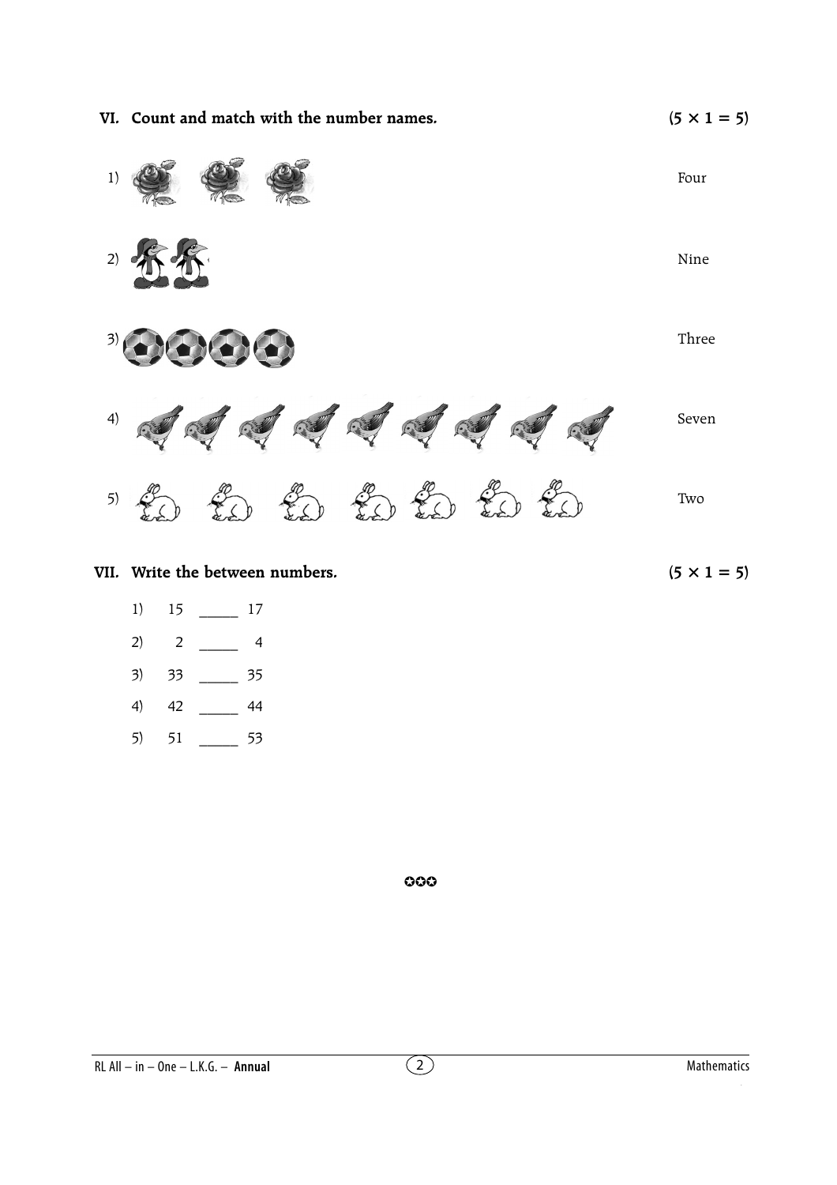## VI. Count and match with the number names. (5 × 1 = 5)

| | |
|---|---|
| 1) | Four |
| 2) | Nine |
| 3) | Three |
| 4) | Seven |
| 5) | Two |

## VII. Write the between numbers. (5 × 1 = 5)

1) 15 _____ 17
2) 2 _____ 4
3) 33 _____ 35
4) 42 _____ 44
5) 51 _____ 53

✪✪✪